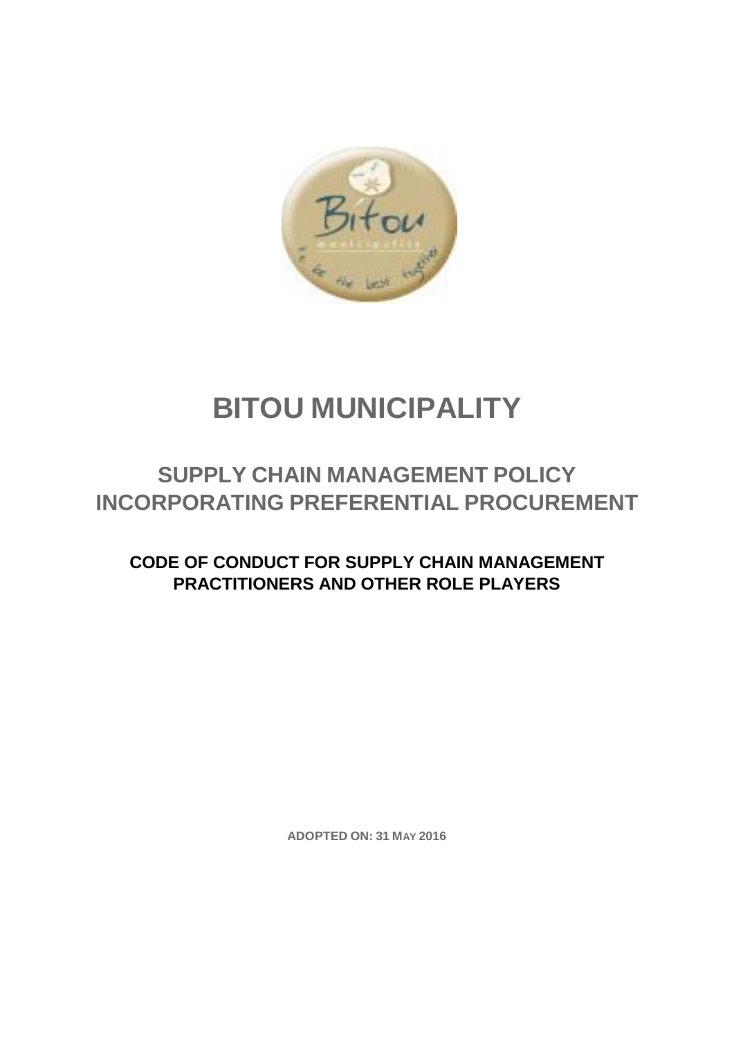# BITOU MUNICIPALITY

## SUPPLY CHAIN MANAGEMENT POLICY INCORPORATING PREFERENTIAL PROCUREMENT

### CODE OF CONDUCT FOR SUPPLY CHAIN MANAGEMENT PRACTITIONERS AND OTHER ROLE PLAYERS

**ADOPTED ON: 31 MAY 2016**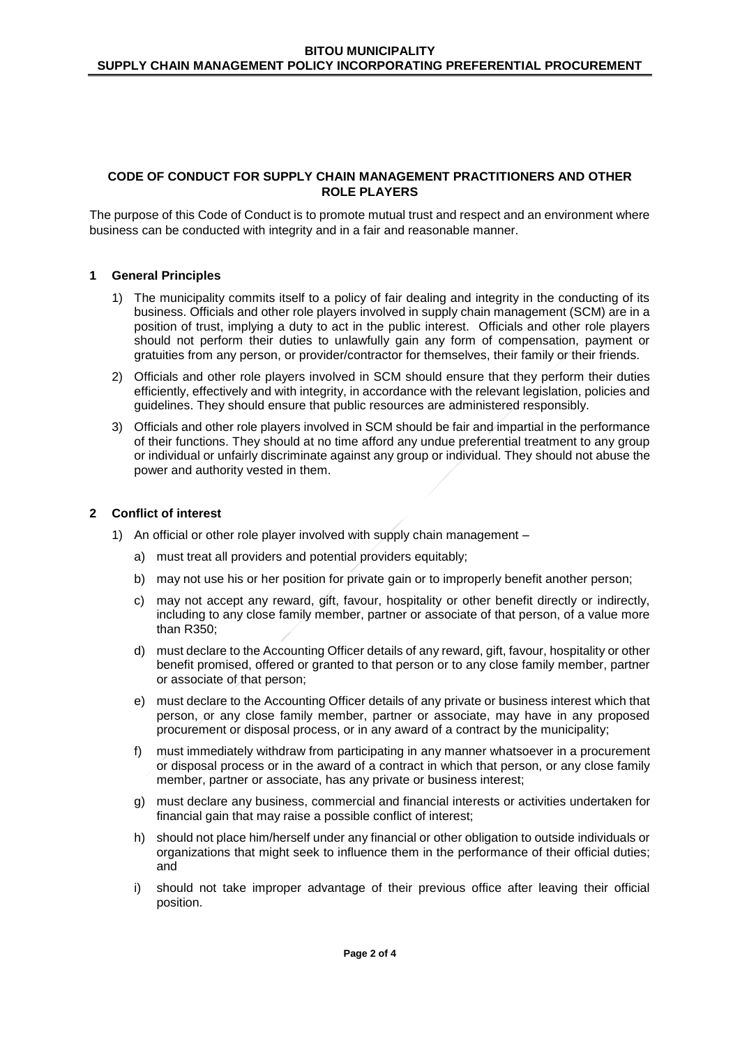## CODE OF CONDUCT FOR SUPPLY CHAIN MANAGEMENT PRACTITIONERS AND OTHER ROLE PLAYERS

The purpose of this Code of Conduct is to promote mutual trust and respect and an environment where business can be conducted with integrity and in a fair and reasonable manner.

### 1 General Principles

1) The municipality commits itself to a policy of fair dealing and integrity in the conducting of its business. Officials and other role players involved in supply chain management (SCM) are in a position of trust, implying a duty to act in the public interest. Officials and other role players should not perform their duties to unlawfully gain any form of compensation, payment or gratuities from any person, or provider/contractor for themselves, their family or their friends.
2) Officials and other role players involved in SCM should ensure that they perform their duties efficiently, effectively and with integrity, in accordance with the relevant legislation, policies and guidelines. They should ensure that public resources are administered responsibly.
3) Officials and other role players involved in SCM should be fair and impartial in the performance of their functions. They should at no time afford any undue preferential treatment to any group or individual or unfairly discriminate against any group or individual. They should not abuse the power and authority vested in them.

### 2 Conflict of interest

1) An official or other role player involved with supply chain management –
   a) must treat all providers and potential providers equitably;
   b) may not use his or her position for private gain or to improperly benefit another person;
   c) may not accept any reward, gift, favour, hospitality or other benefit directly or indirectly, including to any close family member, partner or associate of that person, of a value more than R350;
   d) must declare to the Accounting Officer details of any reward, gift, favour, hospitality or other benefit promised, offered or granted to that person or to any close family member, partner or associate of that person;
   e) must declare to the Accounting Officer details of any private or business interest which that person, or any close family member, partner or associate, may have in any proposed procurement or disposal process, or in any award of a contract by the municipality;
   f) must immediately withdraw from participating in any manner whatsoever in a procurement or disposal process or in the award of a contract in which that person, or any close family member, partner or associate, has any private or business interest;
   g) must declare any business, commercial and financial interests or activities undertaken for financial gain that may raise a possible conflict of interest;
   h) should not place him/herself under any financial or other obligation to outside individuals or organizations that might seek to influence them in the performance of their official duties; and
   i) should not take improper advantage of their previous office after leaving their official position.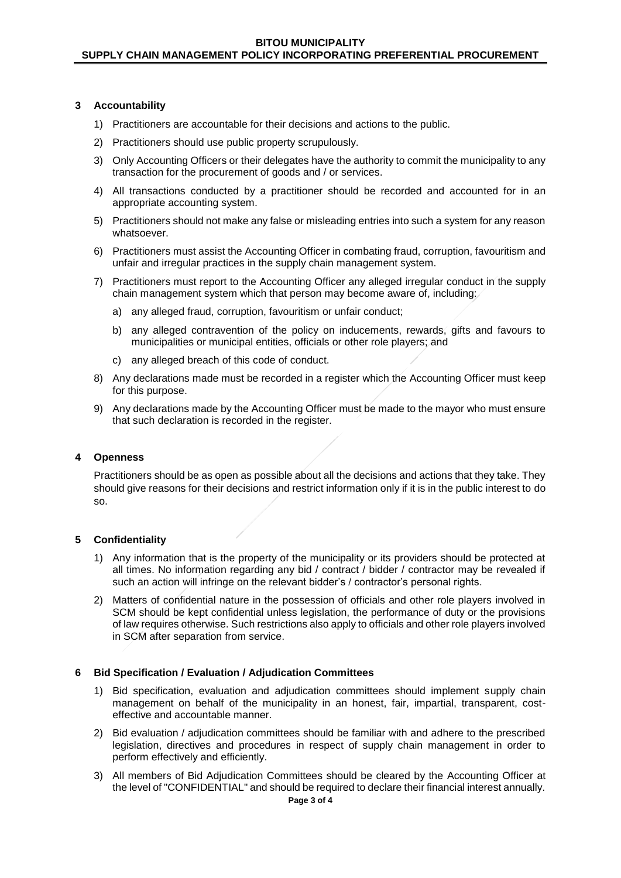## 3 Accountability

1) Practitioners are accountable for their decisions and actions to the public.
2) Practitioners should use public property scrupulously.
3) Only Accounting Officers or their delegates have the authority to commit the municipality to any transaction for the procurement of goods and / or services.
4) All transactions conducted by a practitioner should be recorded and accounted for in an appropriate accounting system.
5) Practitioners should not make any false or misleading entries into such a system for any reason whatsoever.
6) Practitioners must assist the Accounting Officer in combating fraud, corruption, favouritism and unfair and irregular practices in the supply chain management system.
7) Practitioners must report to the Accounting Officer any alleged irregular conduct in the supply chain management system which that person may become aware of, including:
   a) any alleged fraud, corruption, favouritism or unfair conduct;
   b) any alleged contravention of the policy on inducements, rewards, gifts and favours to municipalities or municipal entities, officials or other role players; and
   c) any alleged breach of this code of conduct.
8) Any declarations made must be recorded in a register which the Accounting Officer must keep for this purpose.
9) Any declarations made by the Accounting Officer must be made to the mayor who must ensure that such declaration is recorded in the register.

## 4 Openness

Practitioners should be as open as possible about all the decisions and actions that they take. They should give reasons for their decisions and restrict information only if it is in the public interest to do so.

## 5 Confidentiality

1) Any information that is the property of the municipality or its providers should be protected at all times. No information regarding any bid / contract / bidder / contractor may be revealed if such an action will infringe on the relevant bidder's / contractor's personal rights.
2) Matters of confidential nature in the possession of officials and other role players involved in SCM should be kept confidential unless legislation, the performance of duty or the provisions of law requires otherwise. Such restrictions also apply to officials and other role players involved in SCM after separation from service.

## 6 Bid Specification / Evaluation / Adjudication Committees

1) Bid specification, evaluation and adjudication committees should implement supply chain management on behalf of the municipality in an honest, fair, impartial, transparent, cost-effective and accountable manner.
2) Bid evaluation / adjudication committees should be familiar with and adhere to the prescribed legislation, directives and procedures in respect of supply chain management in order to perform effectively and efficiently.
3) All members of Bid Adjudication Committees should be cleared by the Accounting Officer at the level of "CONFIDENTIAL" and should be required to declare their financial interest annually.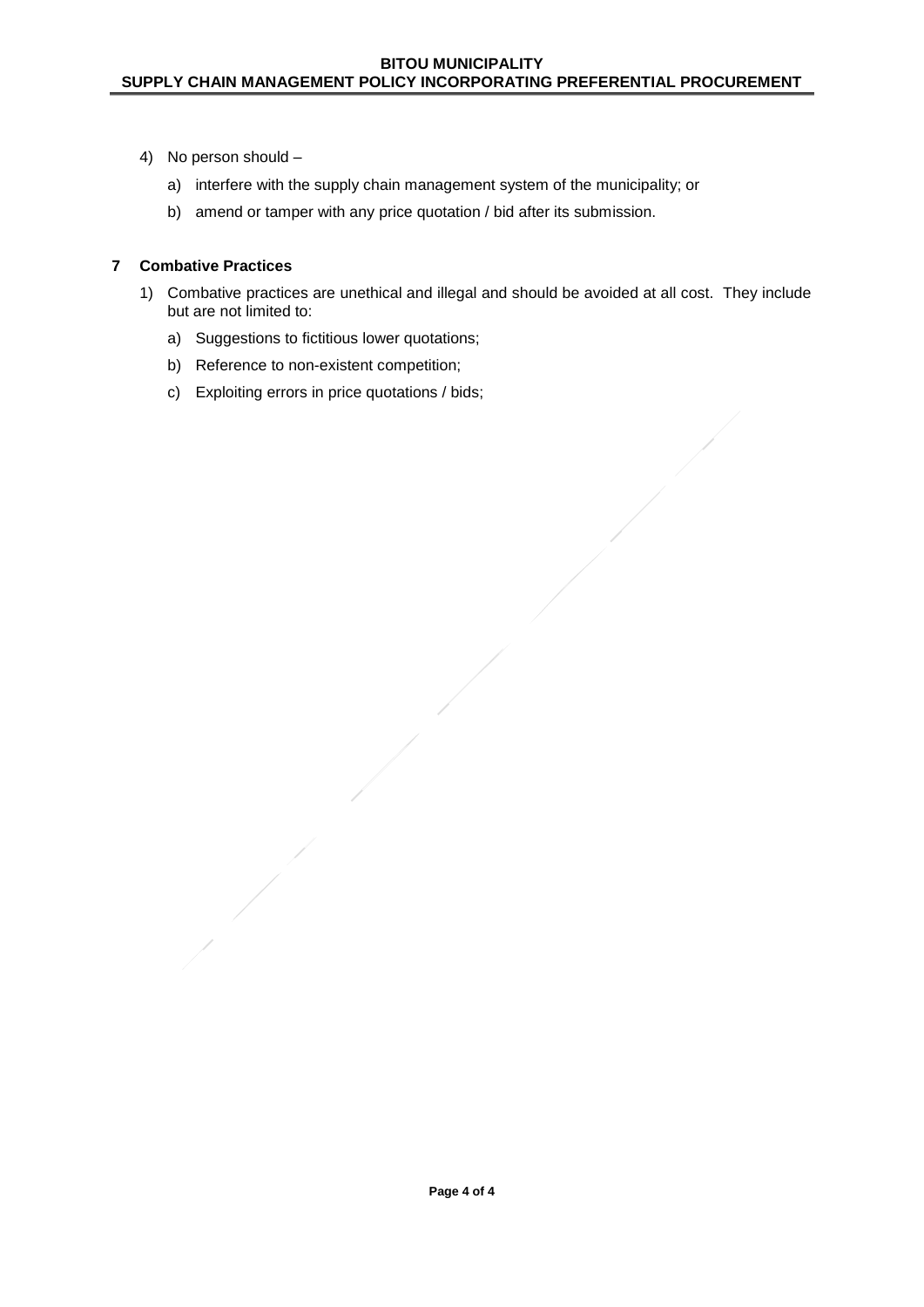4) No person should –

   a) interfere with the supply chain management system of the municipality; or

   b) amend or tamper with any price quotation / bid after its submission.

## 7 Combative Practices

1) Combative practices are unethical and illegal and should be avoided at all cost. They include but are not limited to:

   a) Suggestions to fictitious lower quotations;

   b) Reference to non-existent competition;

   c) Exploiting errors in price quotations / bids;